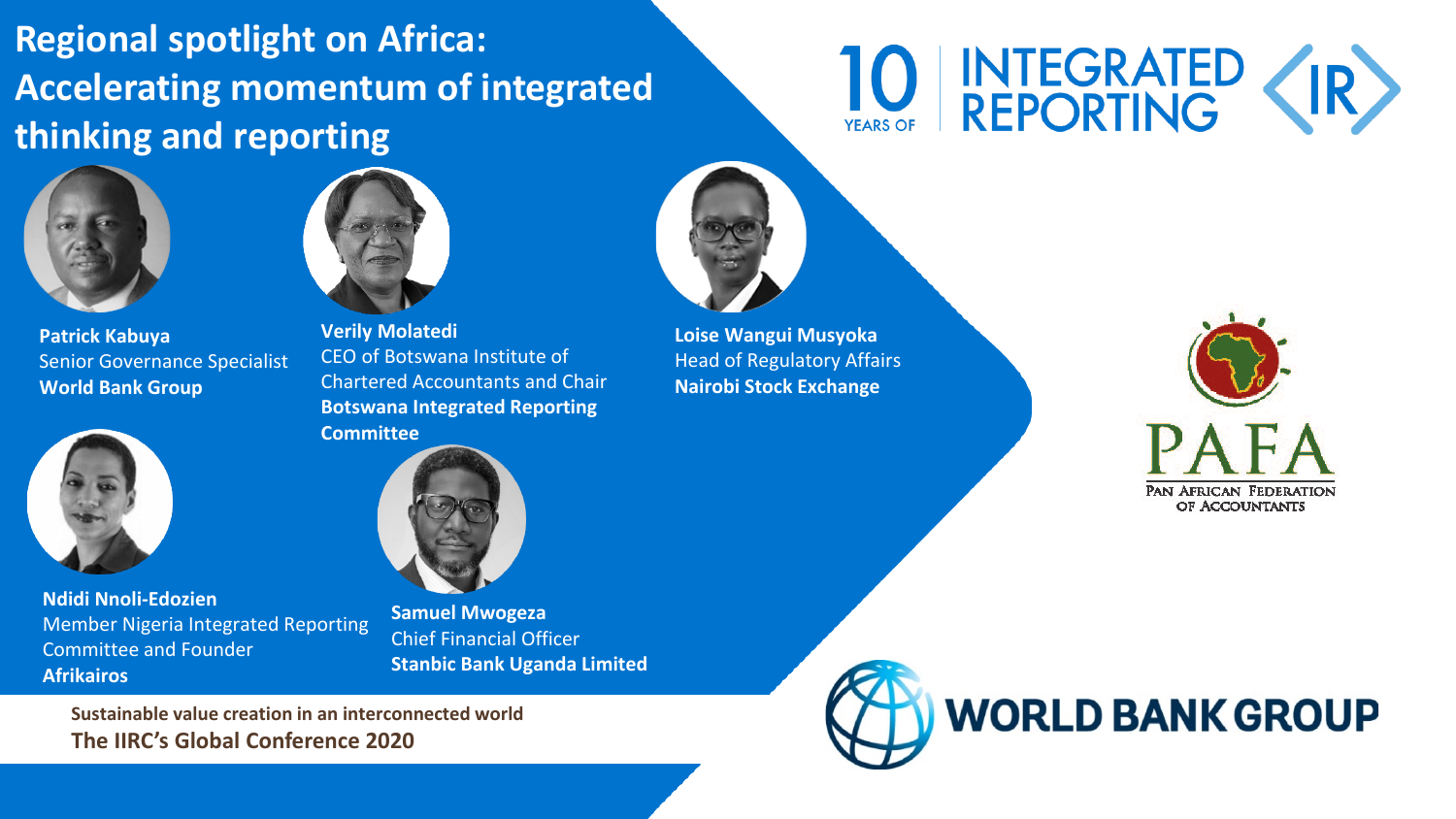# Regional spotlight on Africa: Accelerating momentum of integrated thinking and reporting

10 YEARS OF INTEGRATED REPORTING <IR>

**Patrick Kabuya**
Senior Governance Specialist
**World Bank Group**

**Verily Molatedi**
CEO of Botswana Institute of Chartered Accountants and Chair
**Botswana Integrated Reporting Committee**

**Loise Wangui Musyoka**
Head of Regulatory Affairs
**Nairobi Stock Exchange**

**Ndidi Nnoli-Edozien**
Member Nigeria Integrated Reporting Committee and Founder
**Afrikairos**

**Samuel Mwogeza**
Chief Financial Officer
**Stanbic Bank Uganda Limited**

PAFA
PAN AFRICAN FEDERATION OF ACCOUNTANTS

WORLD BANK GROUP

**Sustainable value creation in an interconnected world**
**The IIRC's Global Conference 2020**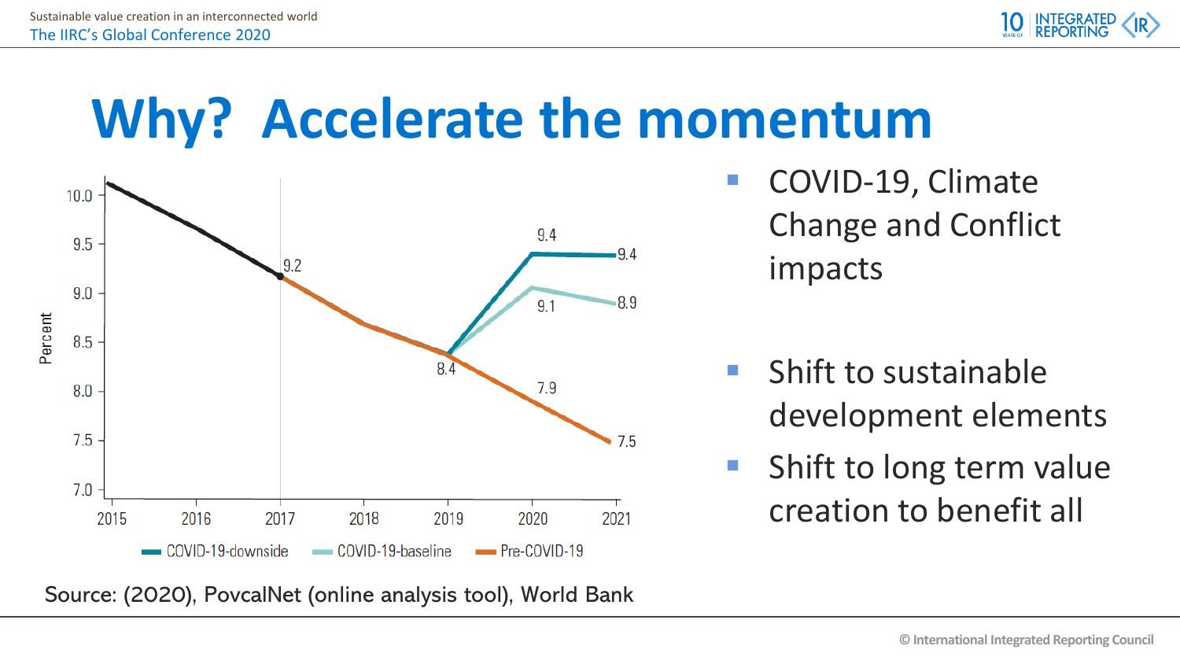# Why? Accelerate the momentum

- COVID-19, Climate Change and Conflict impacts
- Shift to sustainable development elements
- Shift to long term value creation to benefit all

Source: (2020), PovcalNet (online analysis tool), World Bank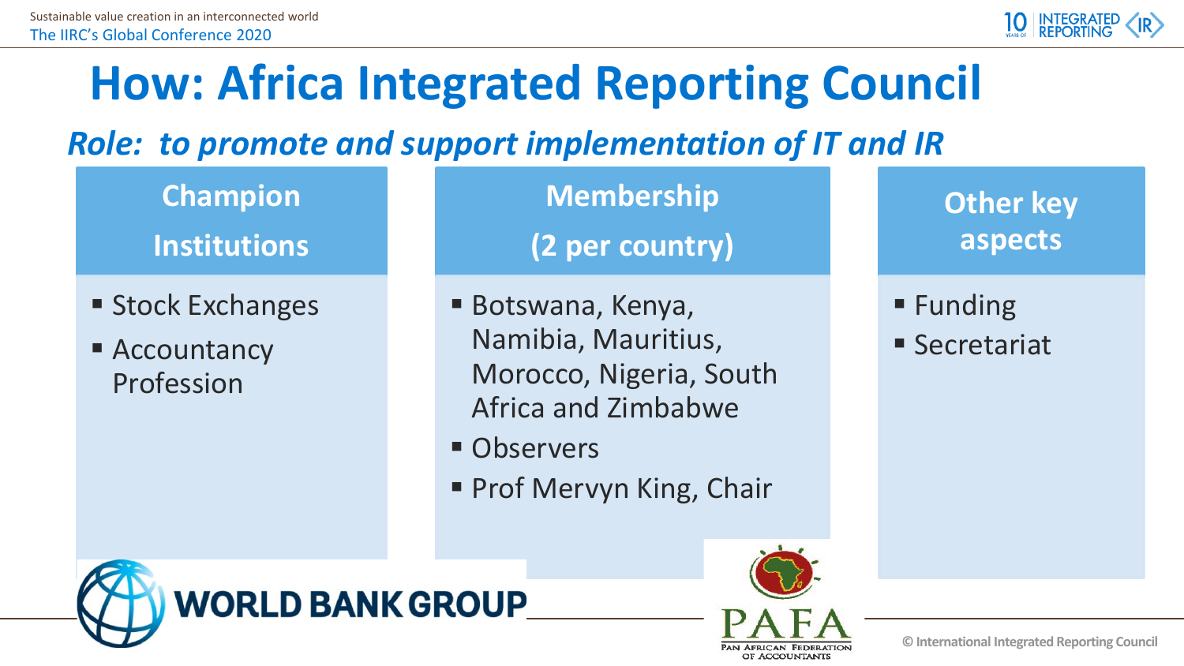# How: Africa Integrated Reporting Council

*Role: to promote and support implementation of IT and IR*

## Champion Institutions

- Stock Exchanges
- Accountancy Profession

## Membership (2 per country)

- Botswana, Kenya, Namibia, Mauritius, Morocco, Nigeria, South Africa and Zimbabwe
- Observers
- Prof Mervyn King, Chair

## Other key aspects

- Funding
- Secretariat

WORLD BANK GROUP

PAFA
PAN AFRICAN FEDERATION OF ACCOUNTANTS

© International Integrated Reporting Council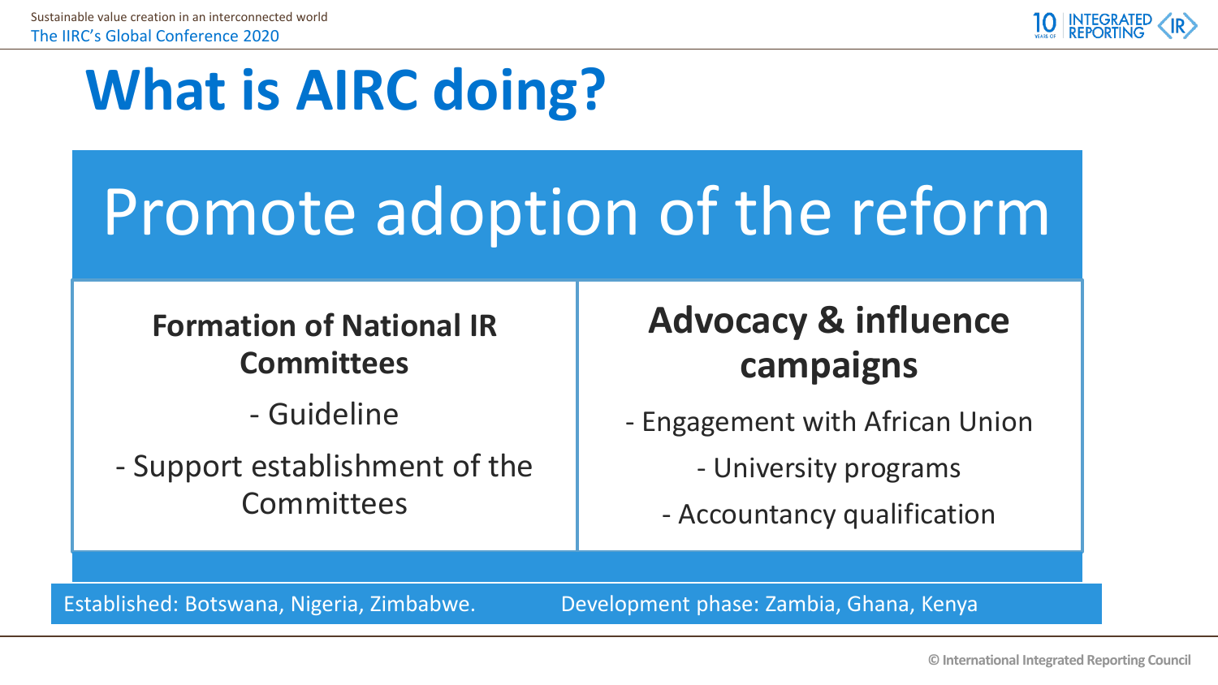# What is AIRC doing?

## Promote adoption of the reform

### Formation of National IR Committees

- Guideline
- Support establishment of the Committees

### Advocacy & influence campaigns

- Engagement with African Union
- University programs
- Accountancy qualification

Established: Botswana, Nigeria, Zimbabwe.

Development phase: Zambia, Ghana, Kenya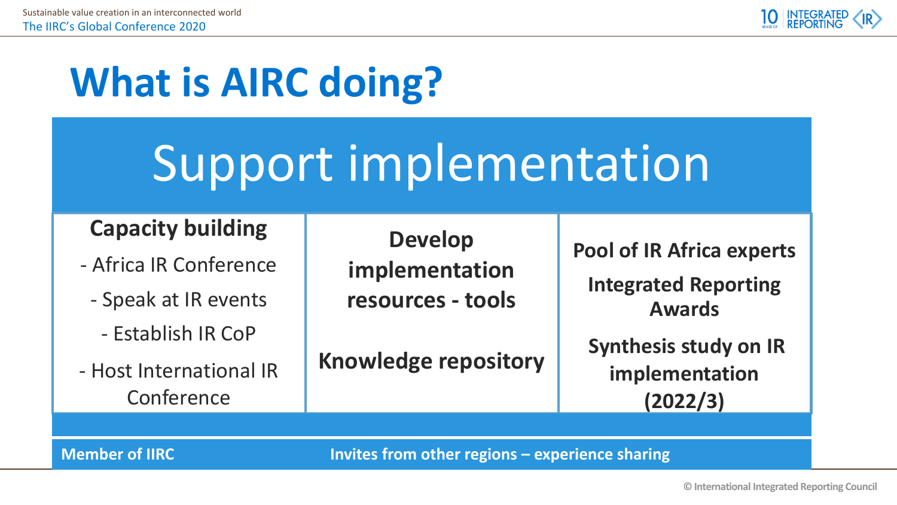# What is AIRC doing?

## Support implementation

| Capacity building | Develop implementation resources - tools | Pool of IR Africa experts |
|---|---|---|
| - Africa IR Conference<br>- Speak at IR events<br>- Establish IR CoP<br>- Host International IR Conference | **Knowledge repository** | **Integrated Reporting Awards**<br>**Synthesis study on IR implementation (2022/3)** |

**Member of IIRC**

**Invites from other regions – experience sharing**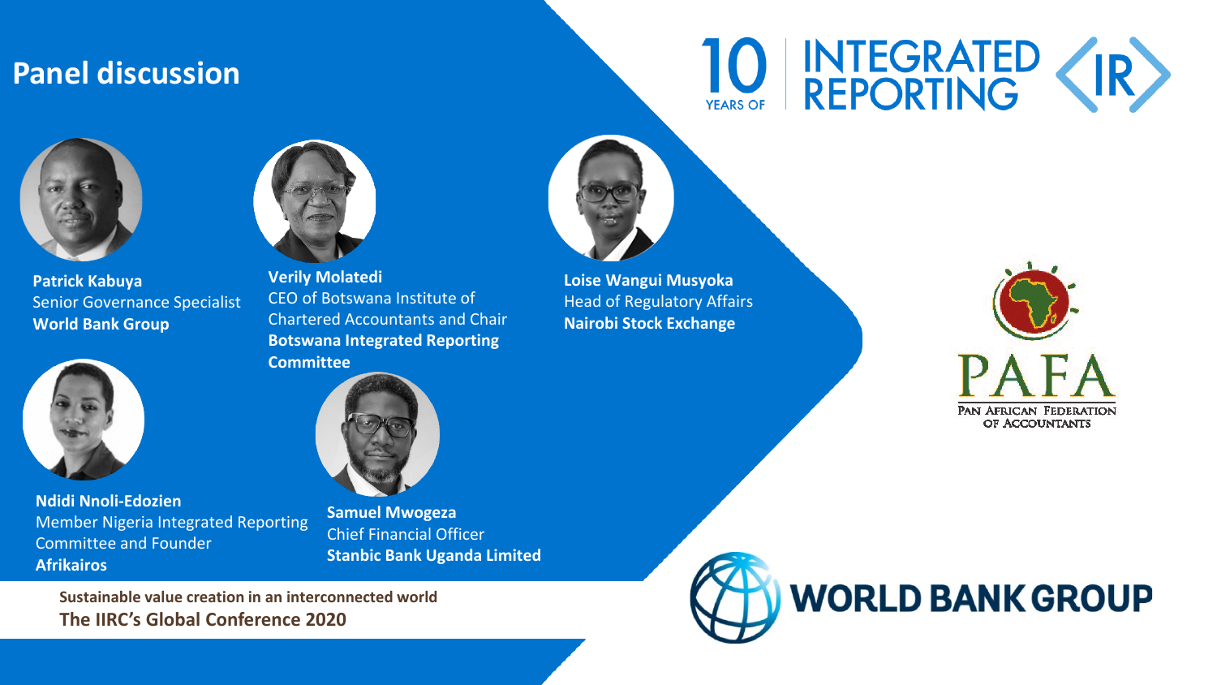## Panel discussion

10 YEARS OF INTEGRATED REPORTING <IR>

**Patrick Kabuya**
Senior Governance Specialist
**World Bank Group**

**Verily Molatedi**
CEO of Botswana Institute of Chartered Accountants and Chair
**Botswana Integrated Reporting Committee**

**Loise Wangui Musyoka**
Head of Regulatory Affairs
**Nairobi Stock Exchange**

**Ndidi Nnoli-Edozien**
Member Nigeria Integrated Reporting Committee and Founder
**Afrikairos**

**Samuel Mwogeza**
Chief Financial Officer
**Stanbic Bank Uganda Limited**

PAFA
PAN AFRICAN FEDERATION OF ACCOUNTANTS

WORLD BANK GROUP

**Sustainable value creation in an interconnected world**
**The IIRC's Global Conference 2020**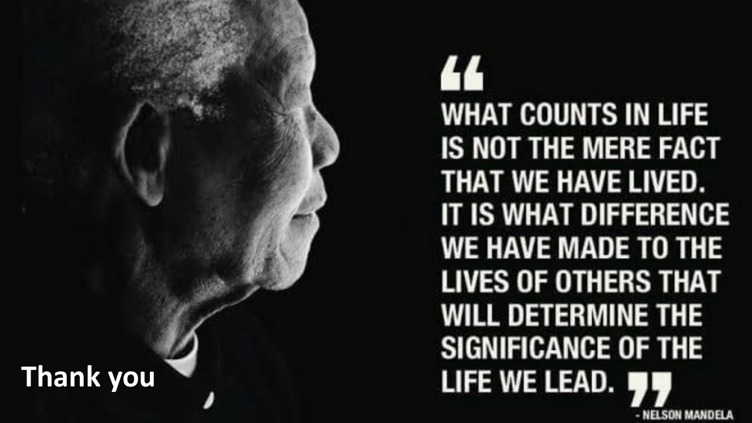Thank you

> WHAT COUNTS IN LIFE IS NOT THE MERE FACT THAT WE HAVE LIVED. IT IS WHAT DIFFERENCE WE HAVE MADE TO THE LIVES OF OTHERS THAT WILL DETERMINE THE SIGNIFICANCE OF THE LIFE WE LEAD.
>
> \- NELSON MANDELA